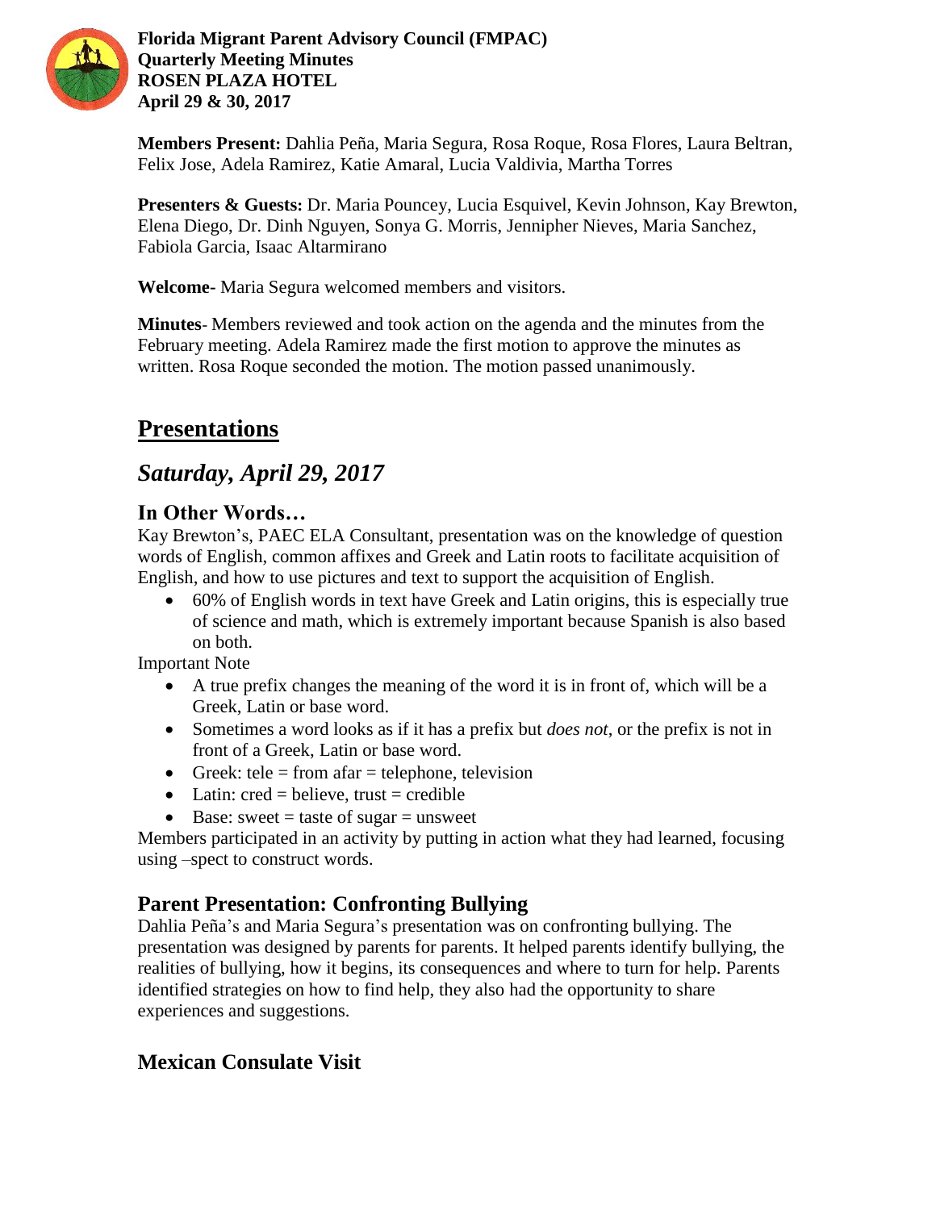**Florida Migrant Parent Advisory Council (FMPAC)**
**Quarterly Meeting Minutes**
**ROSEN PLAZA HOTEL**
**April 29 & 30, 2017**

**Members Present:** Dahlia Peña, Maria Segura, Rosa Roque, Rosa Flores, Laura Beltran, Felix Jose, Adela Ramirez, Katie Amaral, Lucia Valdivia, Martha Torres

**Presenters & Guests:** Dr. Maria Pouncey, Lucia Esquivel, Kevin Johnson, Kay Brewton, Elena Diego, Dr. Dinh Nguyen, Sonya G. Morris, Jennipher Nieves, Maria Sanchez, Fabiola Garcia, Isaac Altarmirano

**Welcome-** Maria Segura welcomed members and visitors.

**Minutes**- Members reviewed and took action on the agenda and the minutes from the February meeting. Adela Ramirez made the first motion to approve the minutes as written. Rosa Roque seconded the motion. The motion passed unanimously.

# Presentations

## *Saturday, April 29, 2017*

### In Other Words…

Kay Brewton's, PAEC ELA Consultant, presentation was on the knowledge of question words of English, common affixes and Greek and Latin roots to facilitate acquisition of English, and how to use pictures and text to support the acquisition of English.

- 60% of English words in text have Greek and Latin origins, this is especially true of science and math, which is extremely important because Spanish is also based on both.

Important Note

- A true prefix changes the meaning of the word it is in front of, which will be a Greek, Latin or base word.
- Sometimes a word looks as if it has a prefix but *does not*, or the prefix is not in front of a Greek, Latin or base word.
- Greek: tele = from afar = telephone, television
- Latin: cred = believe, trust = credible
- Base: sweet = taste of sugar = unsweet

Members participated in an activity by putting in action what they had learned, focusing using –spect to construct words.

### Parent Presentation: Confronting Bullying

Dahlia Peña's and Maria Segura's presentation was on confronting bullying. The presentation was designed by parents for parents. It helped parents identify bullying, the realities of bullying, how it begins, its consequences and where to turn for help. Parents identified strategies on how to find help, they also had the opportunity to share experiences and suggestions.

### Mexican Consulate Visit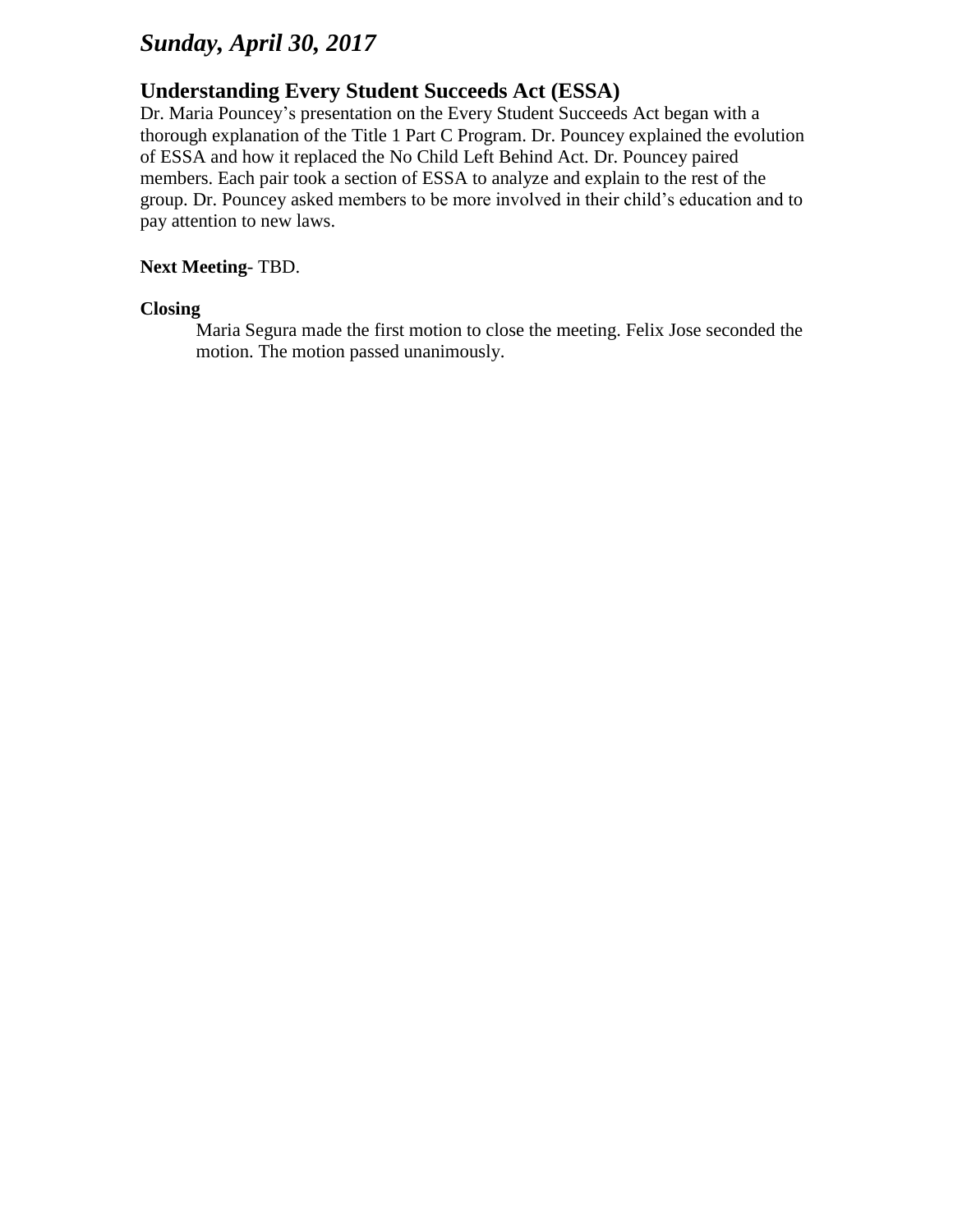## *Sunday, April 30, 2017*

### Understanding Every Student Succeeds Act (ESSA)

Dr. Maria Pouncey's presentation on the Every Student Succeeds Act began with a thorough explanation of the Title 1 Part C Program. Dr. Pouncey explained the evolution of ESSA and how it replaced the No Child Left Behind Act. Dr. Pouncey paired members. Each pair took a section of ESSA to analyze and explain to the rest of the group. Dr. Pouncey asked members to be more involved in their child's education and to pay attention to new laws.

**Next Meeting**- TBD.

**Closing**

Maria Segura made the first motion to close the meeting. Felix Jose seconded the motion. The motion passed unanimously.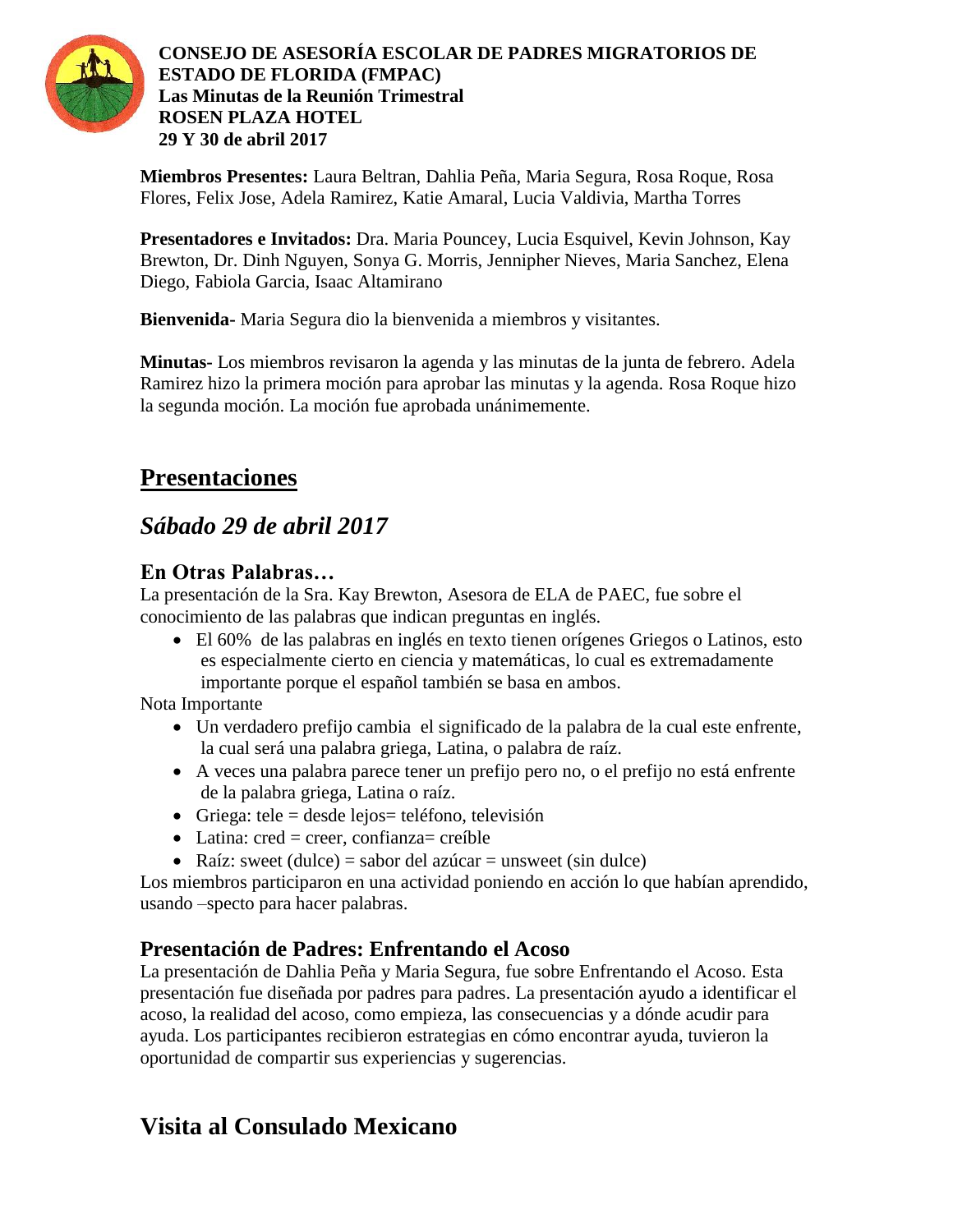**CONSEJO DE ASESORÍA ESCOLAR DE PADRES MIGRATORIOS DE ESTADO DE FLORIDA (FMPAC)**
**Las Minutas de la Reunión Trimestral**
**ROSEN PLAZA HOTEL**
**29 Y 30 de abril 2017**

**Miembros Presentes:** Laura Beltran, Dahlia Peña, Maria Segura, Rosa Roque, Rosa Flores, Felix Jose, Adela Ramirez, Katie Amaral, Lucia Valdivia, Martha Torres

**Presentadores e Invitados:** Dra. Maria Pouncey, Lucia Esquivel, Kevin Johnson, Kay Brewton, Dr. Dinh Nguyen, Sonya G. Morris, Jennipher Nieves, Maria Sanchez, Elena Diego, Fabiola Garcia, Isaac Altamirano

**Bienvenida-** Maria Segura dio la bienvenida a miembros y visitantes.

**Minutas-** Los miembros revisaron la agenda y las minutas de la junta de febrero. Adela Ramirez hizo la primera moción para aprobar las minutas y la agenda. Rosa Roque hizo la segunda moción. La moción fue aprobada unánimemente.

# Presentaciones

## *Sábado 29 de abril 2017*

### En Otras Palabras…

La presentación de la Sra. Kay Brewton, Asesora de ELA de PAEC, fue sobre el conocimiento de las palabras que indican preguntas en inglés.

- El 60% de las palabras en inglés en texto tienen orígenes Griegos o Latinos, esto es especialmente cierto en ciencia y matemáticas, lo cual es extremadamente importante porque el español también se basa en ambos.

Nota Importante

- Un verdadero prefijo cambia el significado de la palabra de la cual este enfrente, la cual será una palabra griega, Latina, o palabra de raíz.
- A veces una palabra parece tener un prefijo pero no, o el prefijo no está enfrente de la palabra griega, Latina o raíz.
- Griega: tele = desde lejos= teléfono, televisión
- Latina: cred = creer, confianza= creíble
- Raíz: sweet (dulce) = sabor del azúcar = unsweet (sin dulce)

Los miembros participaron en una actividad poniendo en acción lo que habían aprendido, usando –specto para hacer palabras.

### Presentación de Padres: Enfrentando el Acoso

La presentación de Dahlia Peña y Maria Segura, fue sobre Enfrentando el Acoso. Esta presentación fue diseñada por padres para padres. La presentación ayudo a identificar el acoso, la realidad del acoso, como empieza, las consecuencias y a dónde acudir para ayuda. Los participantes recibieron estrategias en cómo encontrar ayuda, tuvieron la oportunidad de compartir sus experiencias y sugerencias.

# Visita al Consulado Mexicano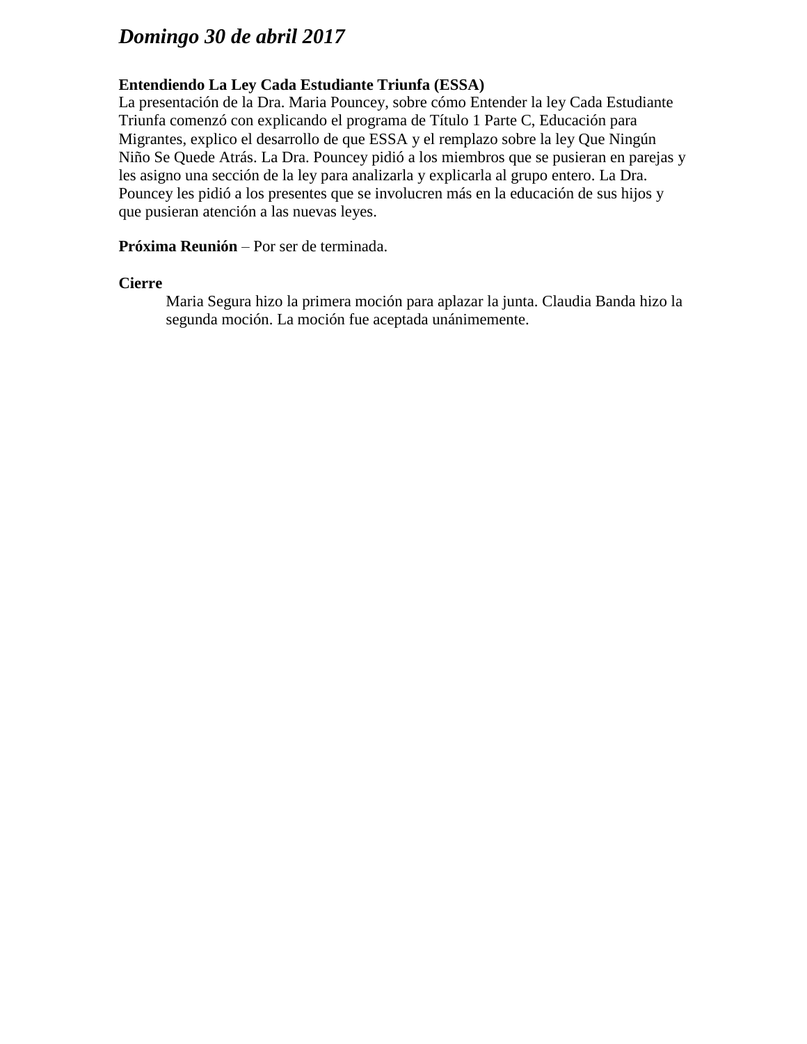## *Domingo 30 de abril 2017*

**Entendiendo La Ley Cada Estudiante Triunfa (ESSA)**
La presentación de la Dra. Maria Pouncey, sobre cómo Entender la ley Cada Estudiante Triunfa comenzó con explicando el programa de Título 1 Parte C, Educación para Migrantes, explico el desarrollo de que ESSA y el remplazo sobre la ley Que Ningún Niño Se Quede Atrás. La Dra. Pouncey pidió a los miembros que se pusieran en parejas y les asigno una sección de la ley para analizarla y explicarla al grupo entero. La Dra. Pouncey les pidió a los presentes que se involucren más en la educación de sus hijos y que pusieran atención a las nuevas leyes.

**Próxima Reunión** – Por ser de terminada.

**Cierre**

Maria Segura hizo la primera moción para aplazar la junta. Claudia Banda hizo la segunda moción. La moción fue aceptada unánimemente.